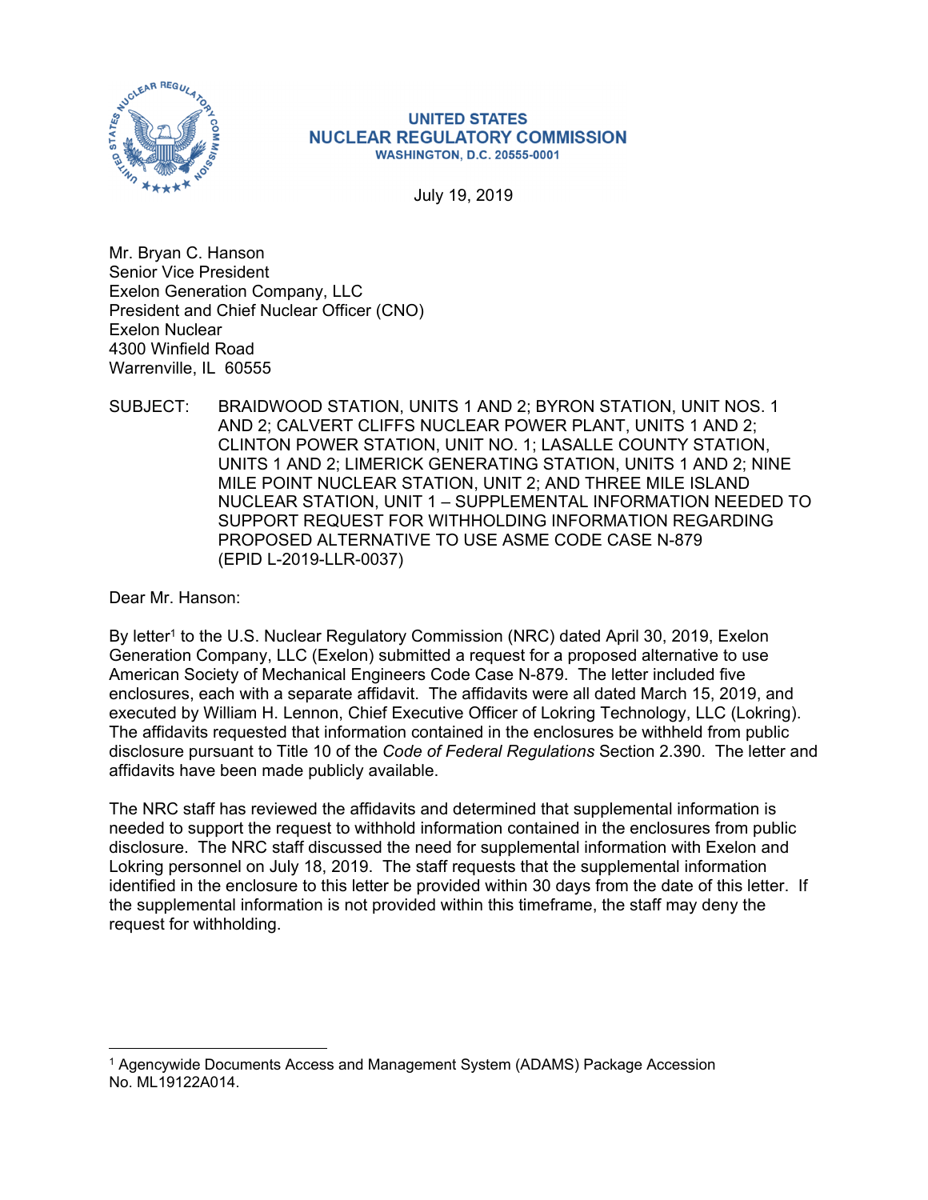**UNITED STATES**
**NUCLEAR REGULATORY COMMISSION**
**WASHINGTON, D.C. 20555-0001**

July 19, 2019

Mr. Bryan C. Hanson
Senior Vice President
Exelon Generation Company, LLC
President and Chief Nuclear Officer (CNO)
Exelon Nuclear
4300 Winfield Road
Warrenville, IL 60555

SUBJECT: BRAIDWOOD STATION, UNITS 1 AND 2; BYRON STATION, UNIT NOS. 1 AND 2; CALVERT CLIFFS NUCLEAR POWER PLANT, UNITS 1 AND 2; CLINTON POWER STATION, UNIT NO. 1; LASALLE COUNTY STATION, UNITS 1 AND 2; LIMERICK GENERATING STATION, UNITS 1 AND 2; NINE MILE POINT NUCLEAR STATION, UNIT 2; AND THREE MILE ISLAND NUCLEAR STATION, UNIT 1 – SUPPLEMENTAL INFORMATION NEEDED TO SUPPORT REQUEST FOR WITHHOLDING INFORMATION REGARDING PROPOSED ALTERNATIVE TO USE ASME CODE CASE N-879 (EPID L-2019-LLR-0037)

Dear Mr. Hanson:

By letter[1] to the U.S. Nuclear Regulatory Commission (NRC) dated April 30, 2019, Exelon Generation Company, LLC (Exelon) submitted a request for a proposed alternative to use American Society of Mechanical Engineers Code Case N-879. The letter included five enclosures, each with a separate affidavit. The affidavits were all dated March 15, 2019, and executed by William H. Lennon, Chief Executive Officer of Lokring Technology, LLC (Lokring). The affidavits requested that information contained in the enclosures be withheld from public disclosure pursuant to Title 10 of the *Code of Federal Regulations* Section 2.390. The letter and affidavits have been made publicly available.

The NRC staff has reviewed the affidavits and determined that supplemental information is needed to support the request to withhold information contained in the enclosures from public disclosure. The NRC staff discussed the need for supplemental information with Exelon and Lokring personnel on July 18, 2019. The staff requests that the supplemental information identified in the enclosure to this letter be provided within 30 days from the date of this letter. If the supplemental information is not provided within this timeframe, the staff may deny the request for withholding.

---

[1] Agencywide Documents Access and Management System (ADAMS) Package Accession No. ML19122A014.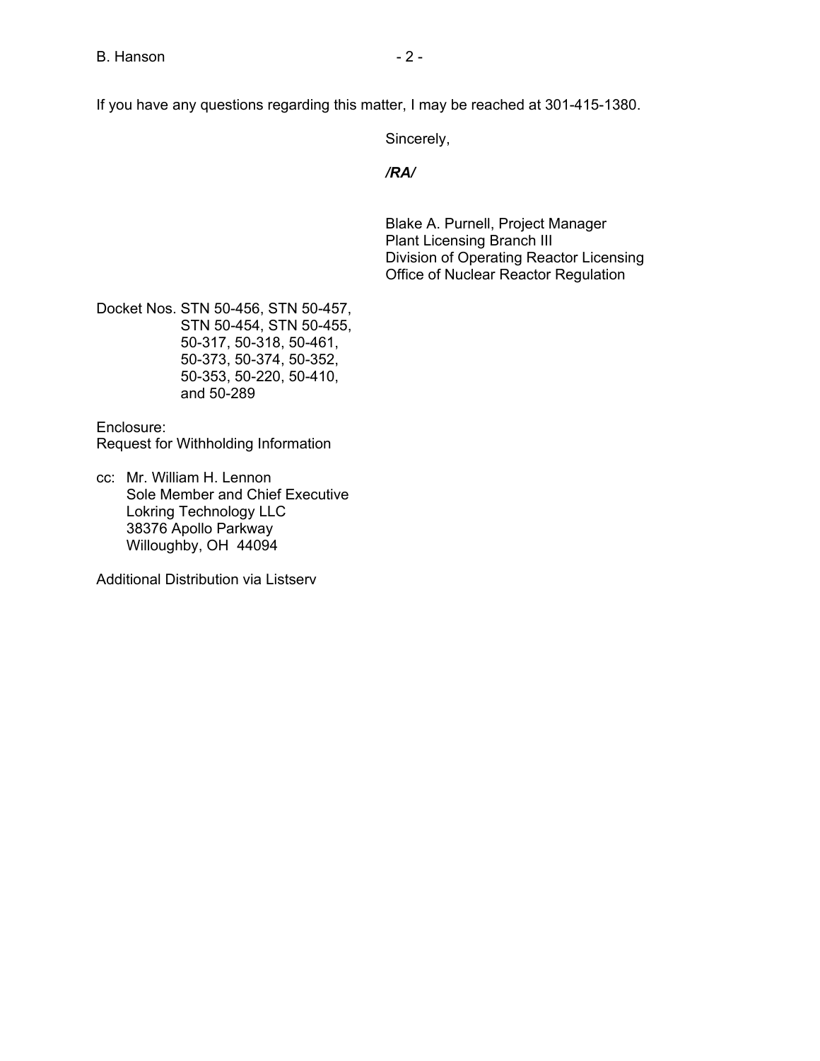If you have any questions regarding this matter, I may be reached at 301-415-1380.

Sincerely,

***/RA/***

Blake A. Purnell, Project Manager  
Plant Licensing Branch III  
Division of Operating Reactor Licensing  
Office of Nuclear Reactor Regulation

Docket Nos. STN 50-456, STN 50-457,  
STN 50-454, STN 50-455,  
50-317, 50-318, 50-461,  
50-373, 50-374, 50-352,  
50-353, 50-220, 50-410,  
and 50-289

Enclosure:  
Request for Withholding Information

cc: Mr. William H. Lennon  
Sole Member and Chief Executive  
Lokring Technology LLC  
38376 Apollo Parkway  
Willoughby, OH 44094

Additional Distribution via Listserv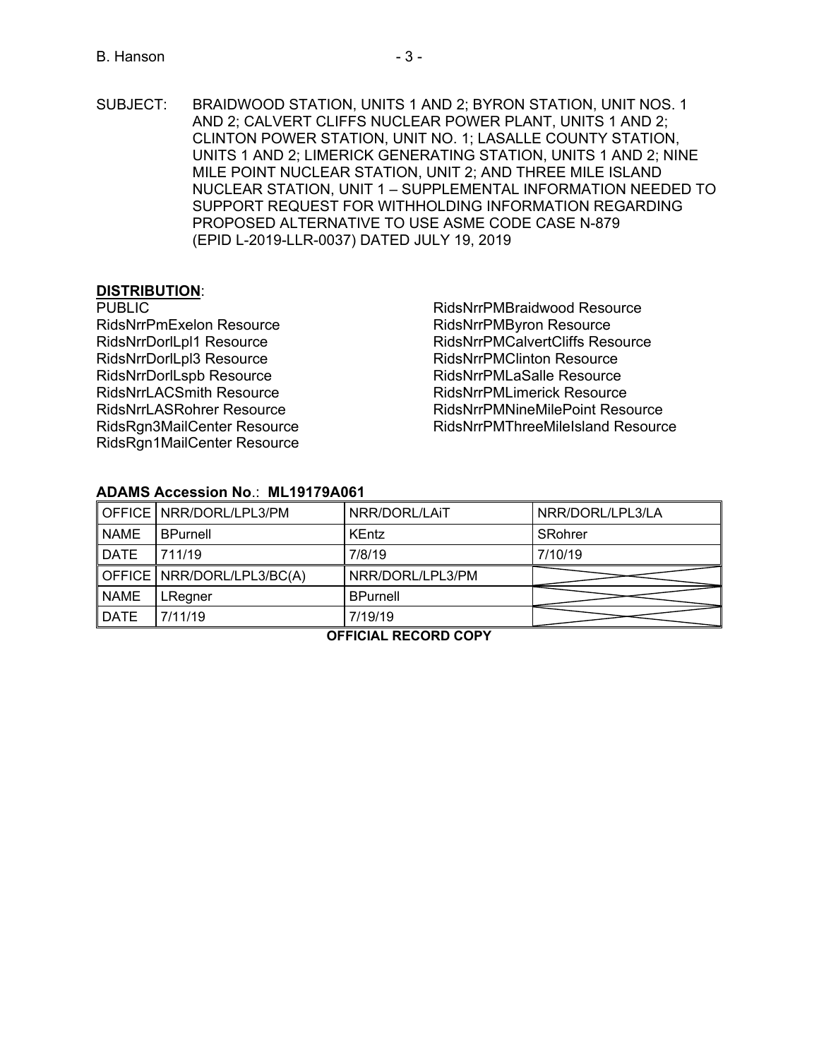SUBJECT: BRAIDWOOD STATION, UNITS 1 AND 2; BYRON STATION, UNIT NOS. 1 AND 2; CALVERT CLIFFS NUCLEAR POWER PLANT, UNITS 1 AND 2; CLINTON POWER STATION, UNIT NO. 1; LASALLE COUNTY STATION, UNITS 1 AND 2; LIMERICK GENERATING STATION, UNITS 1 AND 2; NINE MILE POINT NUCLEAR STATION, UNIT 2; AND THREE MILE ISLAND NUCLEAR STATION, UNIT 1 – SUPPLEMENTAL INFORMATION NEEDED TO SUPPORT REQUEST FOR WITHHOLDING INFORMATION REGARDING PROPOSED ALTERNATIVE TO USE ASME CODE CASE N-879 (EPID L-2019-LLR-0037) DATED JULY 19, 2019

**DISTRIBUTION**:

PUBLIC
RidsNrrPmExelon Resource
RidsNrrDorlLpl1 Resource
RidsNrrDorlLpl3 Resource
RidsNrrDorlLspb Resource
RidsNrrLACSmith Resource
RidsNrrLASRohrer Resource
RidsRgn3MailCenter Resource
RidsRgn1MailCenter Resource
RidsNrrPMBraidwood Resource
RidsNrrPMByron Resource
RidsNrrPMCalvertCliffs Resource
RidsNrrPMClinton Resource
RidsNrrPMLaSalle Resource
RidsNrrPMLimerick Resource
RidsNrrPMNineMilePoint Resource
RidsNrrPMThreeMileIsland Resource

**ADAMS Accession No**.: **ML19179A061**

| OFFICE | NRR/DORL/LPL3/PM | NRR/DORL/LAiT | NRR/DORL/LPL3/LA |
|---|---|---|---|
| NAME | BPurnell | KEntz | SRohrer |
| DATE | 711/19 | 7/8/19 | 7/10/19 |
| OFFICE | NRR/DORL/LPL3/BC(A) | NRR/DORL/LPL3/PM | |
| NAME | LRegner | BPurnell | |
| DATE | 7/11/19 | 7/19/19 | |

**OFFICIAL RECORD COPY**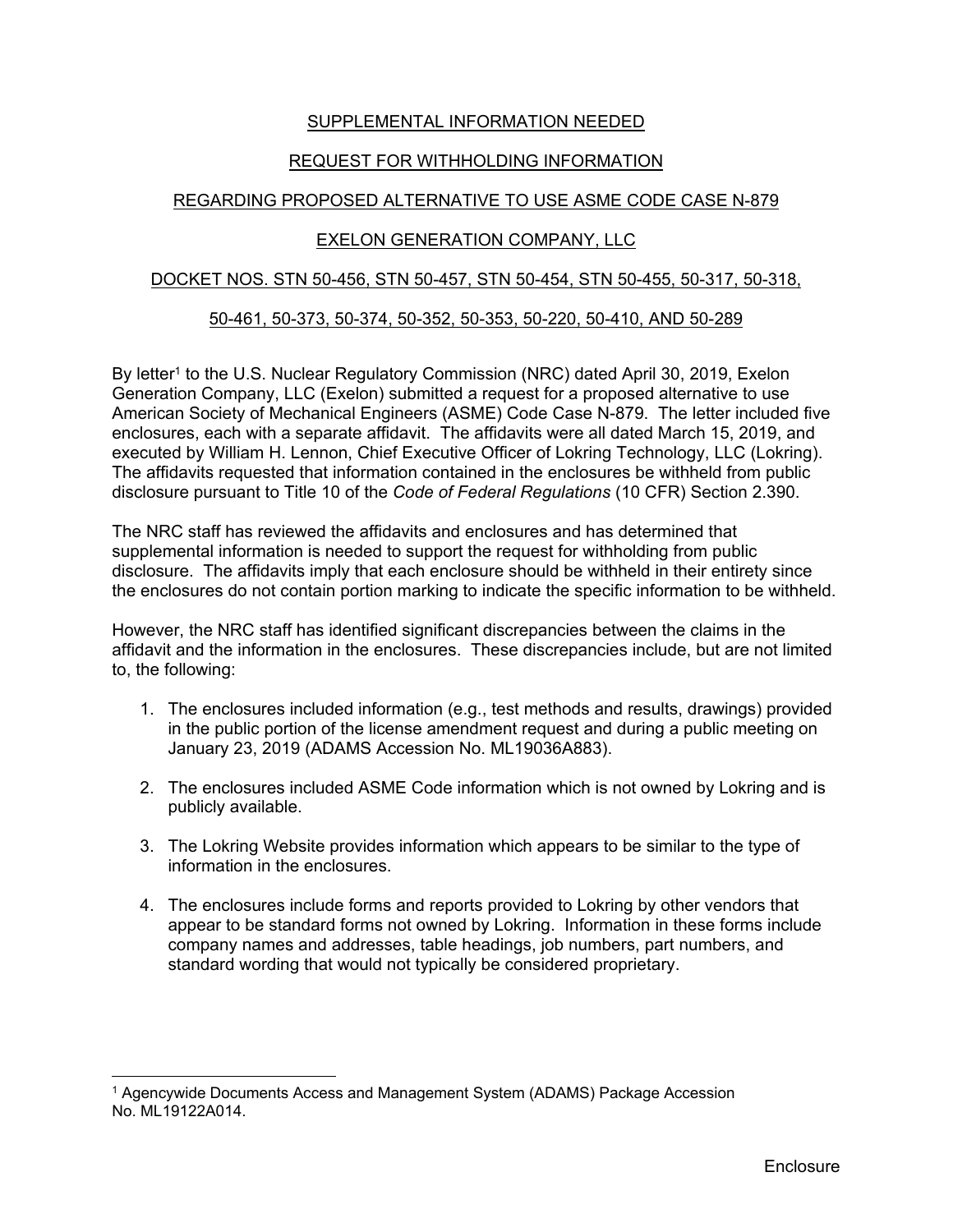SUPPLEMENTAL INFORMATION NEEDED

REQUEST FOR WITHHOLDING INFORMATION

REGARDING PROPOSED ALTERNATIVE TO USE ASME CODE CASE N-879

EXELON GENERATION COMPANY, LLC

DOCKET NOS. STN 50-456, STN 50-457, STN 50-454, STN 50-455, 50-317, 50-318,

50-461, 50-373, 50-374, 50-352, 50-353, 50-220, 50-410, AND 50-289

By letter[1] to the U.S. Nuclear Regulatory Commission (NRC) dated April 30, 2019, Exelon Generation Company, LLC (Exelon) submitted a request for a proposed alternative to use American Society of Mechanical Engineers (ASME) Code Case N-879. The letter included five enclosures, each with a separate affidavit. The affidavits were all dated March 15, 2019, and executed by William H. Lennon, Chief Executive Officer of Lokring Technology, LLC (Lokring). The affidavits requested that information contained in the enclosures be withheld from public disclosure pursuant to Title 10 of the *Code of Federal Regulations* (10 CFR) Section 2.390.

The NRC staff has reviewed the affidavits and enclosures and has determined that supplemental information is needed to support the request for withholding from public disclosure. The affidavits imply that each enclosure should be withheld in their entirety since the enclosures do not contain portion marking to indicate the specific information to be withheld.

However, the NRC staff has identified significant discrepancies between the claims in the affidavit and the information in the enclosures. These discrepancies include, but are not limited to, the following:

1. The enclosures included information (e.g., test methods and results, drawings) provided in the public portion of the license amendment request and during a public meeting on January 23, 2019 (ADAMS Accession No. ML19036A883).
2. The enclosures included ASME Code information which is not owned by Lokring and is publicly available.
3. The Lokring Website provides information which appears to be similar to the type of information in the enclosures.
4. The enclosures include forms and reports provided to Lokring by other vendors that appear to be standard forms not owned by Lokring. Information in these forms include company names and addresses, table headings, job numbers, part numbers, and standard wording that would not typically be considered proprietary.

[1] Agencywide Documents Access and Management System (ADAMS) Package Accession No. ML19122A014.

Enclosure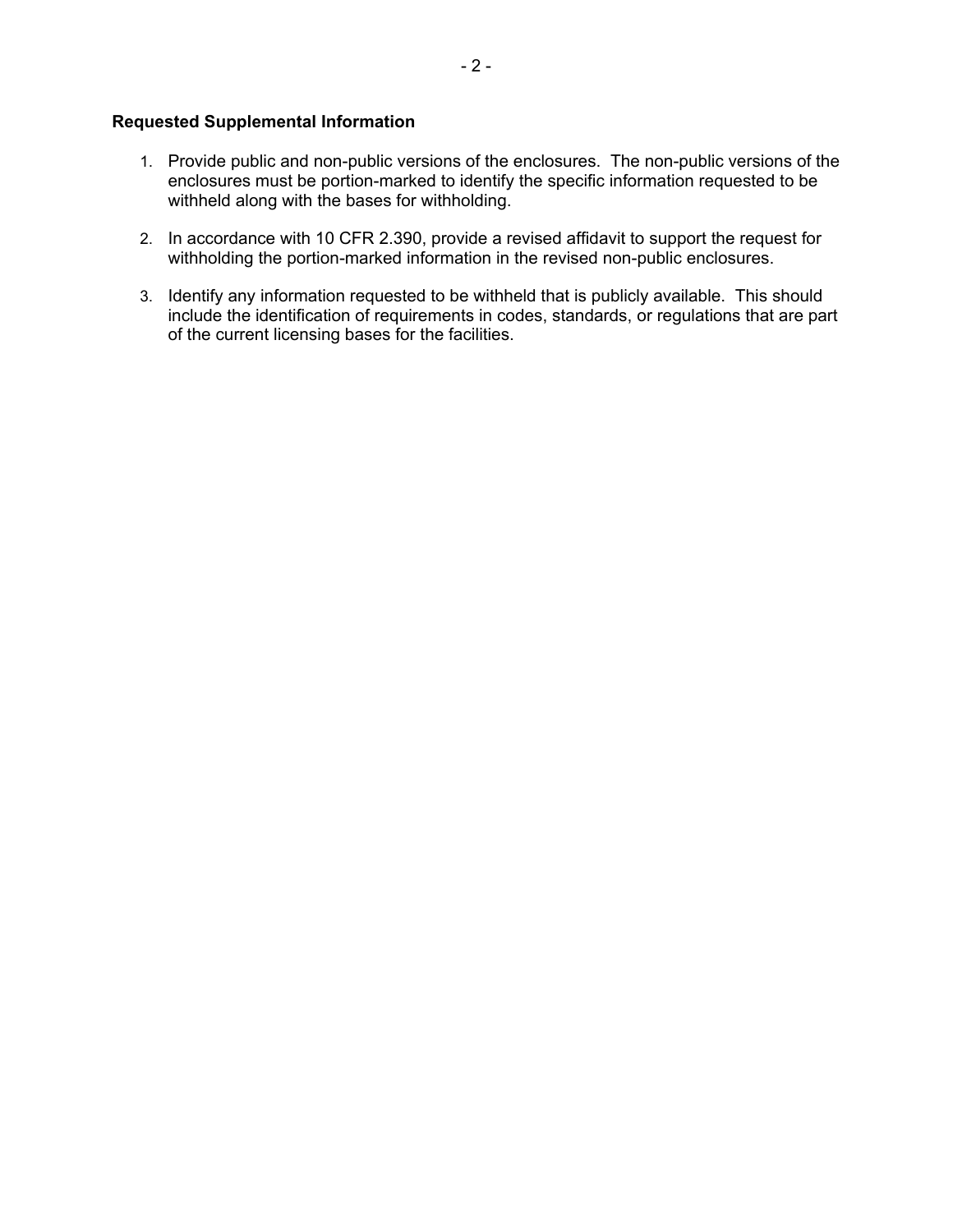**Requested Supplemental Information**

1. Provide public and non-public versions of the enclosures. The non-public versions of the enclosures must be portion-marked to identify the specific information requested to be withheld along with the bases for withholding.

2. In accordance with 10 CFR 2.390, provide a revised affidavit to support the request for withholding the portion-marked information in the revised non-public enclosures.

3. Identify any information requested to be withheld that is publicly available. This should include the identification of requirements in codes, standards, or regulations that are part of the current licensing bases for the facilities.